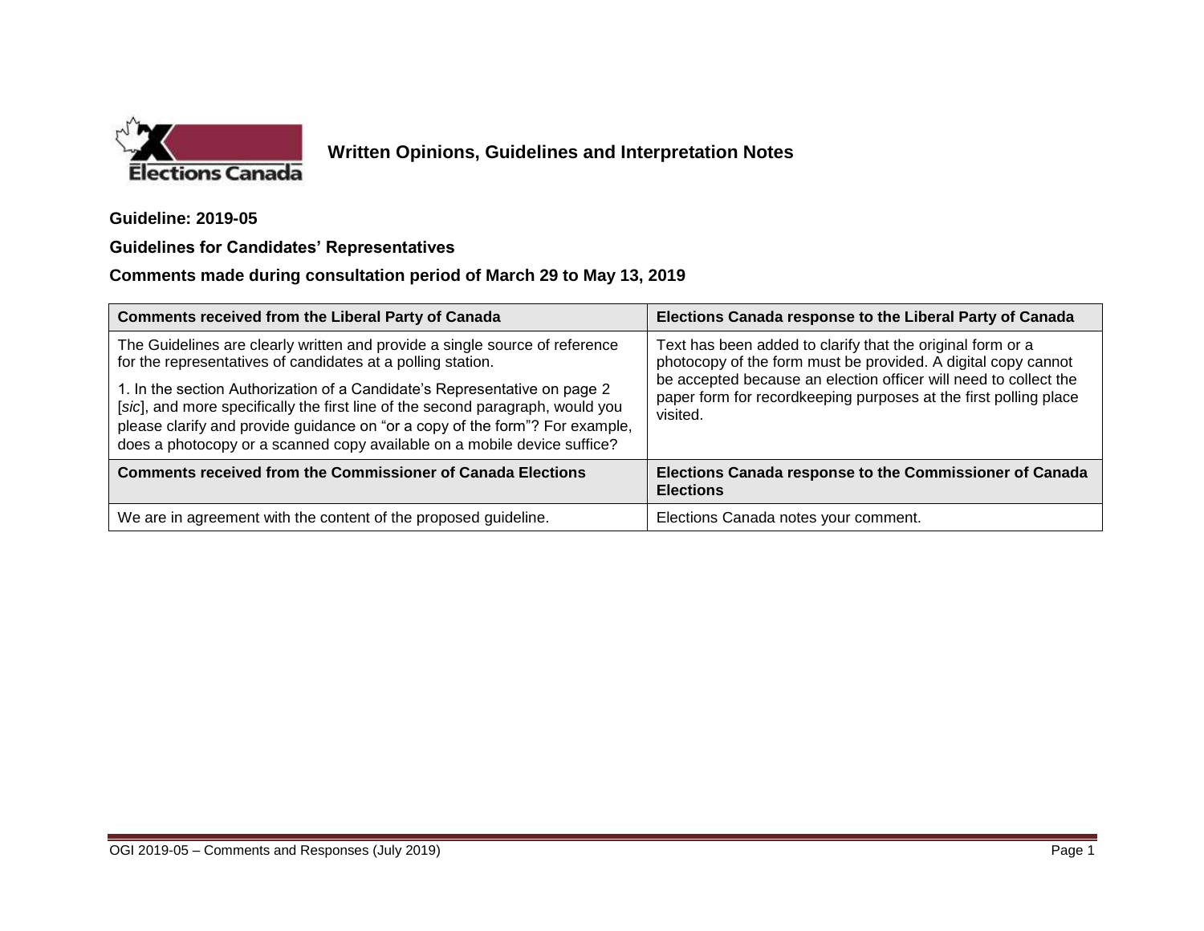# Written Opinions, Guidelines and Interpretation Notes

**Guideline: 2019-05**

**Guidelines for Candidates' Representatives**

**Comments made during consultation period of March 29 to May 13, 2019**

| Comments received from the Liberal Party of Canada | Elections Canada response to the Liberal Party of Canada |
|---|---|
| The Guidelines are clearly written and provide a single source of reference for the representatives of candidates at a polling station.<br><br>1. In the section Authorization of a Candidate's Representative on page 2 [*sic*], and more specifically the first line of the second paragraph, would you please clarify and provide guidance on "or a copy of the form"? For example, does a photocopy or a scanned copy available on a mobile device suffice? | Text has been added to clarify that the original form or a photocopy of the form must be provided. A digital copy cannot be accepted because an election officer will need to collect the paper form for recordkeeping purposes at the first polling place visited. |
| **Comments received from the Commissioner of Canada Elections** | **Elections Canada response to the Commissioner of Canada Elections** |
| We are in agreement with the content of the proposed guideline. | Elections Canada notes your comment. |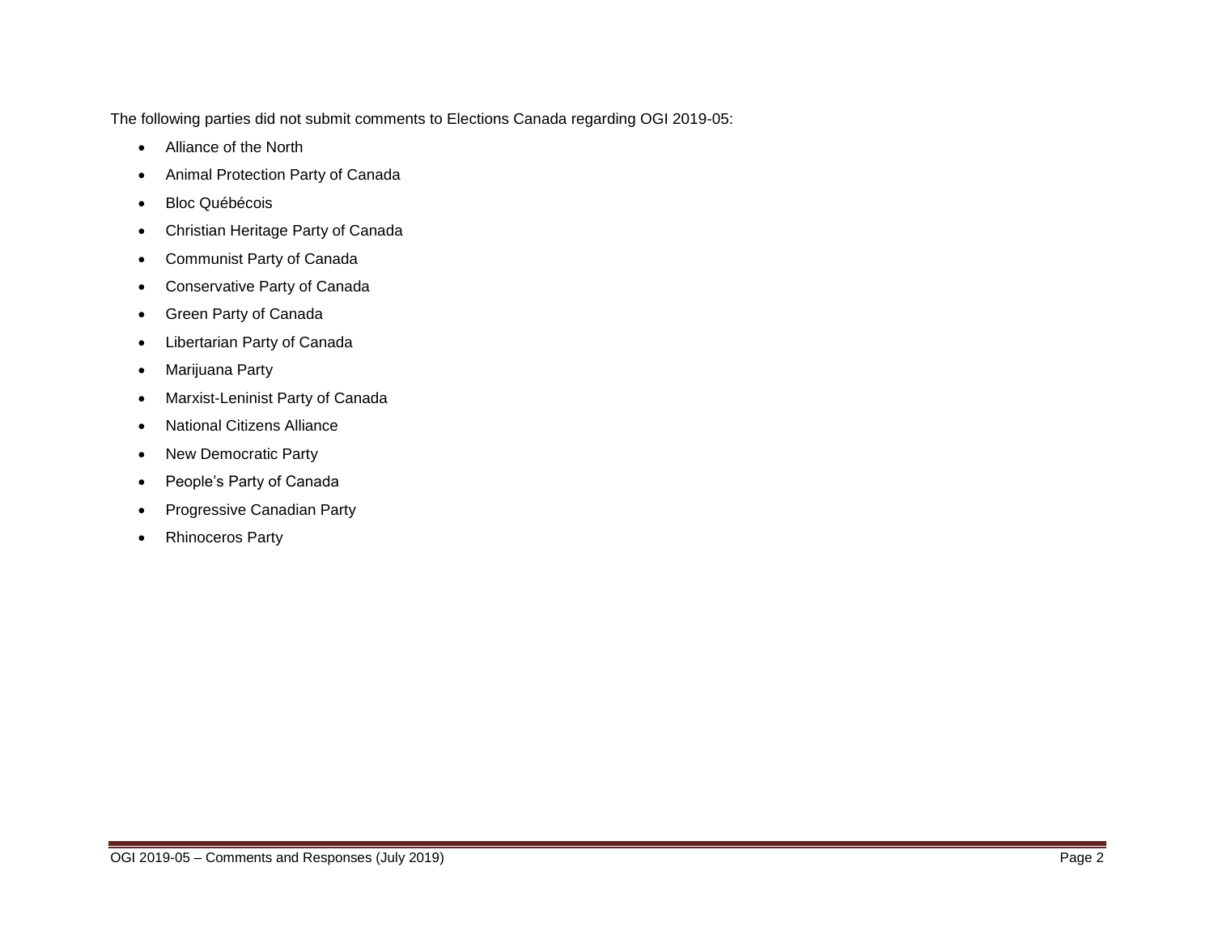The following parties did not submit comments to Elections Canada regarding OGI 2019-05:

- Alliance of the North
- Animal Protection Party of Canada
- Bloc Québécois
- Christian Heritage Party of Canada
- Communist Party of Canada
- Conservative Party of Canada
- Green Party of Canada
- Libertarian Party of Canada
- Marijuana Party
- Marxist-Leninist Party of Canada
- National Citizens Alliance
- New Democratic Party
- People's Party of Canada
- Progressive Canadian Party
- Rhinoceros Party